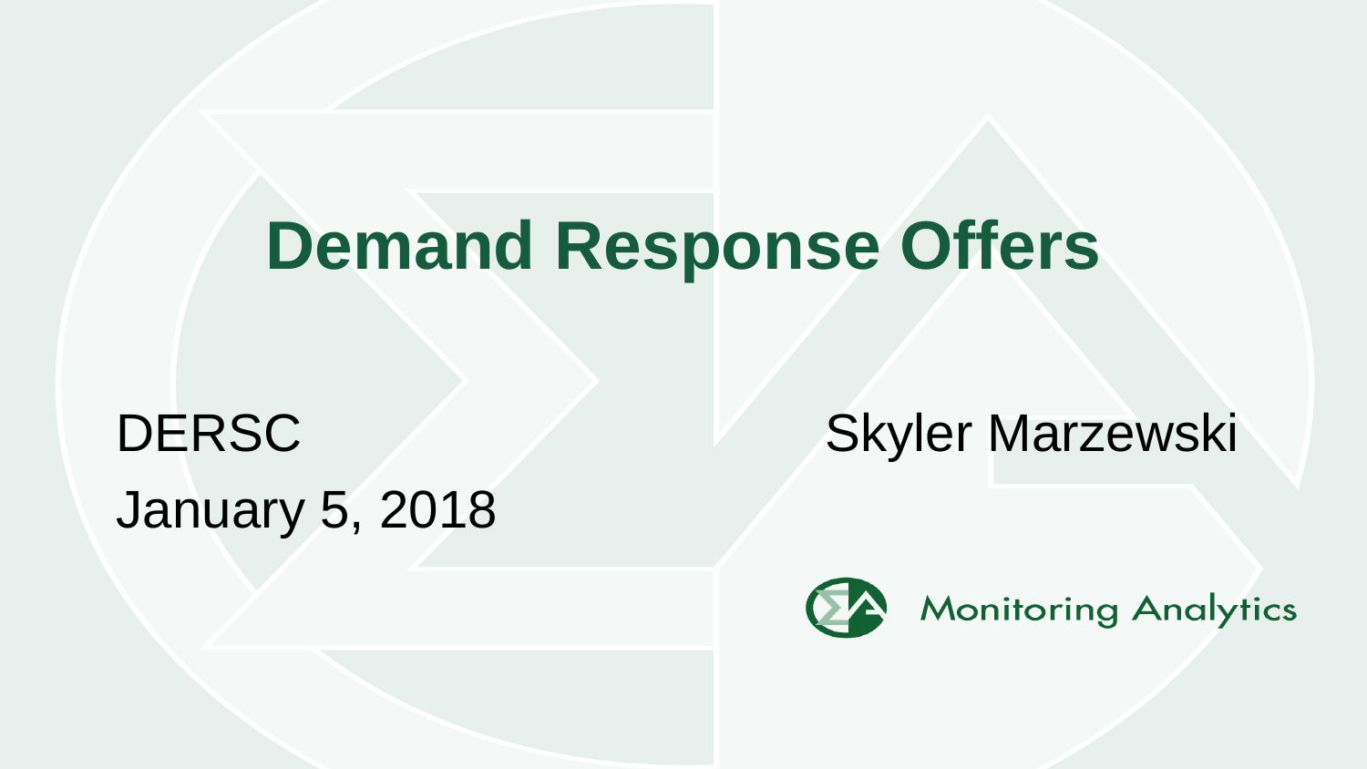# Demand Response Offers

DERSC

January 5, 2018

Skyler Marzewski

Monitoring Analytics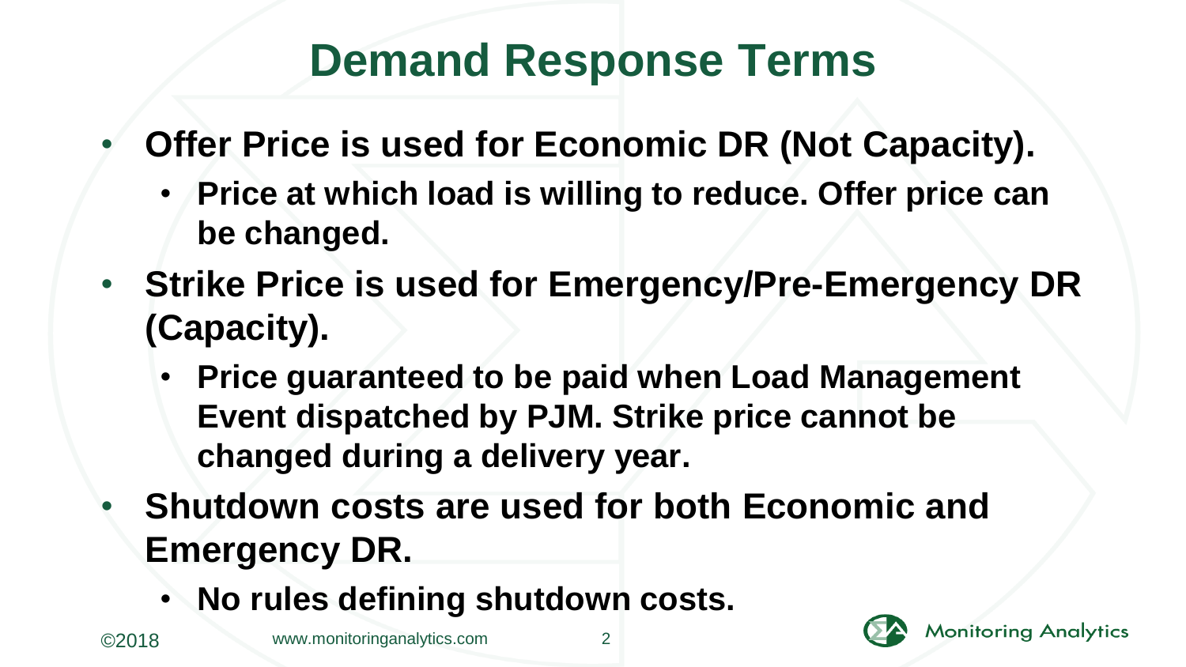# Demand Response Terms

- **Offer Price is used for Economic DR (Not Capacity).**
  - **Price at which load is willing to reduce. Offer price can be changed.**
- **Strike Price is used for Emergency/Pre-Emergency DR (Capacity).**
  - **Price guaranteed to be paid when Load Management Event dispatched by PJM. Strike price cannot be changed during a delivery year.**
- **Shutdown costs are used for both Economic and Emergency DR.**
  - **No rules defining shutdown costs.**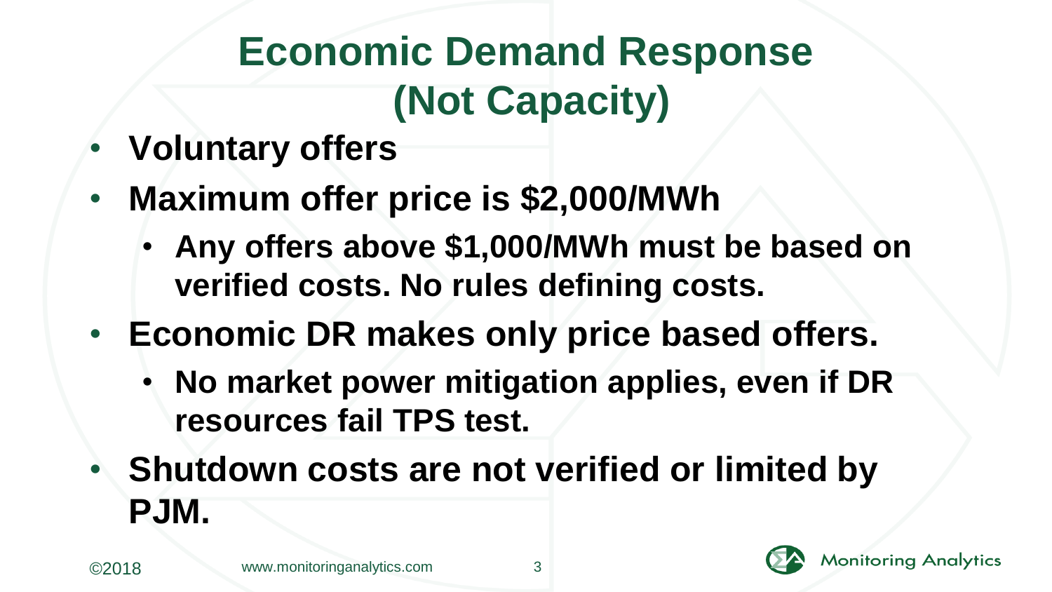# Economic Demand Response (Not Capacity)

- **Voluntary offers**
- **Maximum offer price is $2,000/MWh**
  - **Any offers above $1,000/MWh must be based on verified costs. No rules defining costs.**
- **Economic DR makes only price based offers.**
  - **No market power mitigation applies, even if DR resources fail TPS test.**
- **Shutdown costs are not verified or limited by PJM.**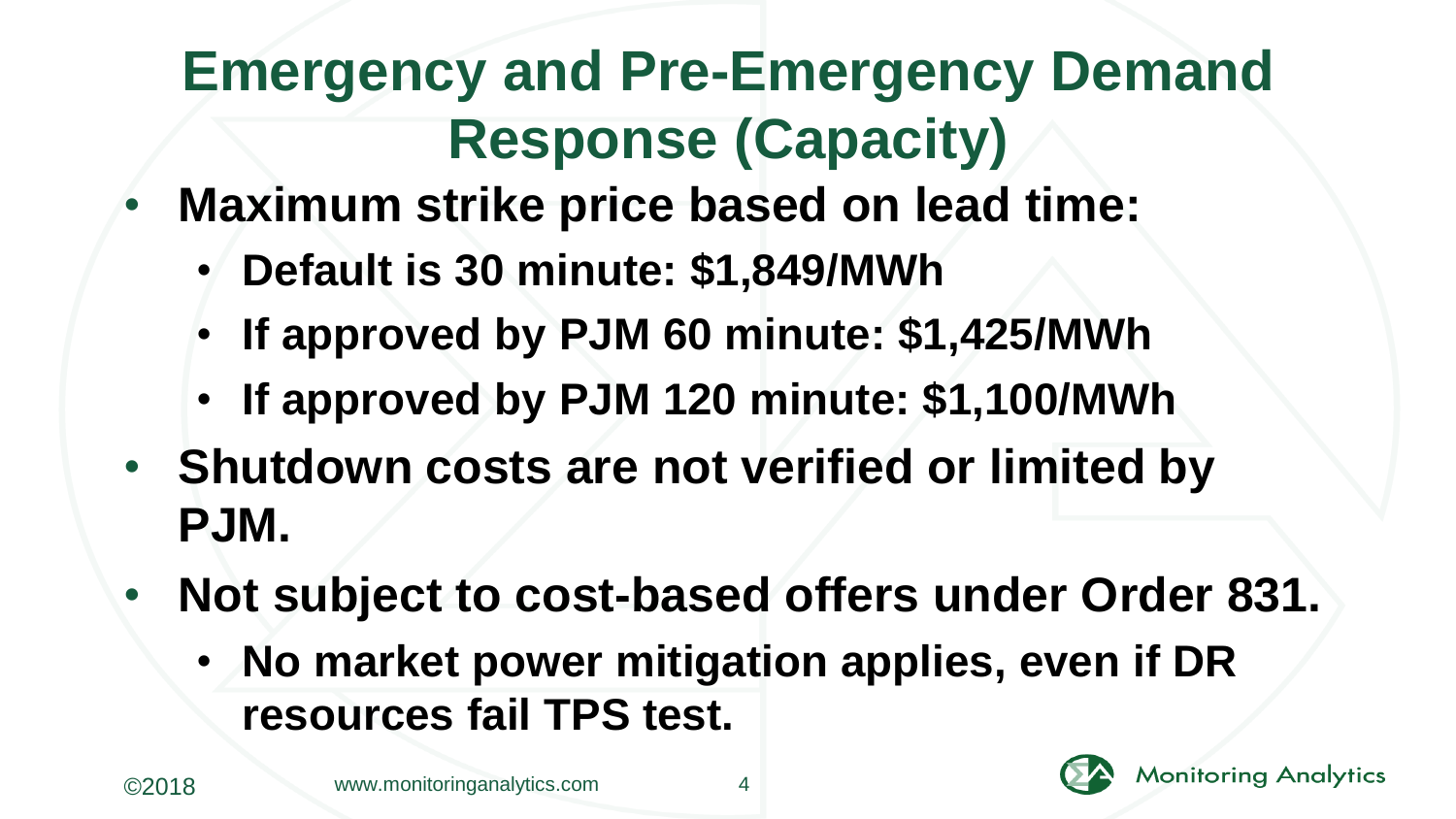# Emergency and Pre-Emergency Demand Response (Capacity)

- **Maximum strike price based on lead time:**
  - **Default is 30 minute: $1,849/MWh**
  - **If approved by PJM 60 minute: $1,425/MWh**
  - **If approved by PJM 120 minute: $1,100/MWh**
- **Shutdown costs are not verified or limited by PJM.**
- **Not subject to cost-based offers under Order 831.**
  - **No market power mitigation applies, even if DR resources fail TPS test.**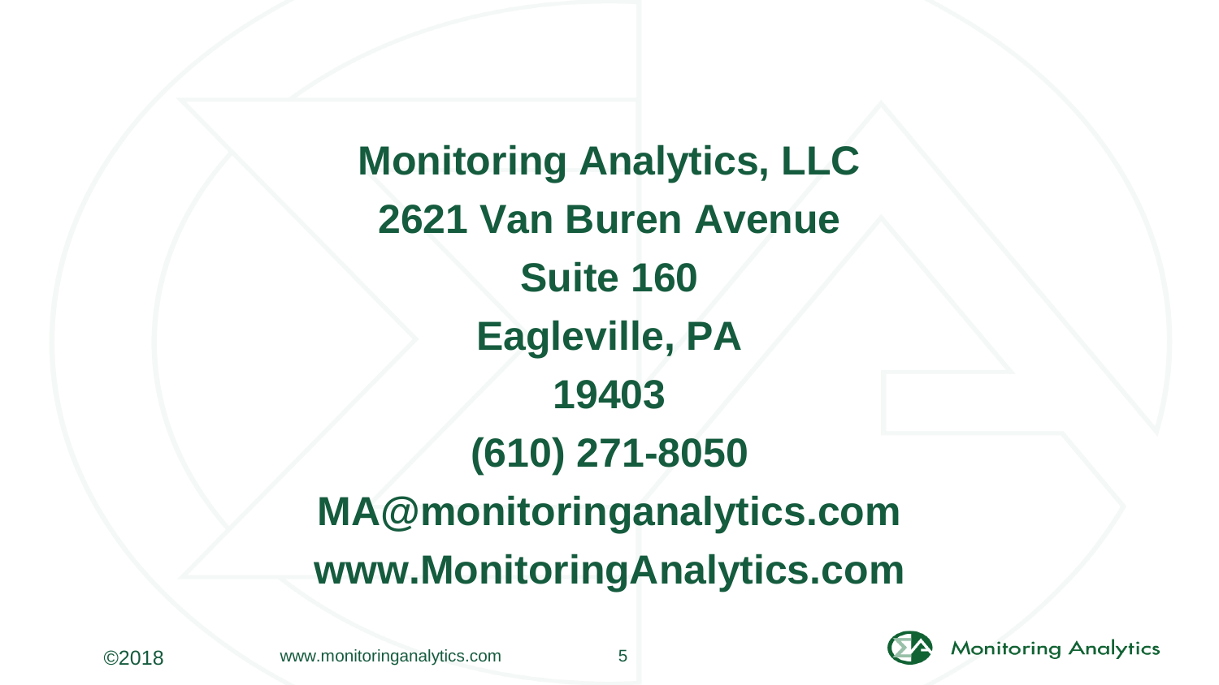**Monitoring Analytics, LLC**

**2621 Van Buren Avenue**

**Suite 160**

**Eagleville, PA**

**19403**

**(610) 271-8050**

**MA@monitoringanalytics.com**

**www.MonitoringAnalytics.com**